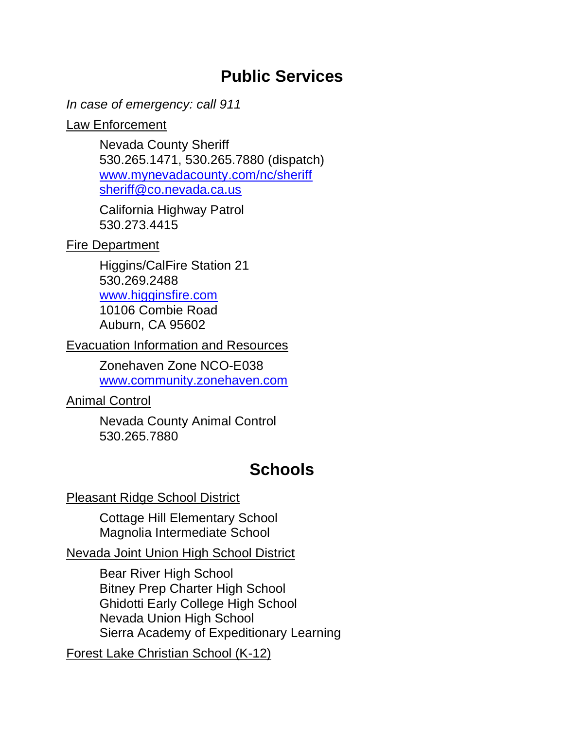# Public Services

*In case of emergency: call 911*

Law Enforcement

Nevada County Sheriff
530.265.1471, 530.265.7880 (dispatch)
www.mynevadacounty.com/nc/sheriff
sheriff@co.nevada.ca.us

California Highway Patrol
530.273.4415

Fire Department

Higgins/CalFire Station 21
530.269.2488
www.higginsfire.com
10106 Combie Road
Auburn, CA 95602

Evacuation Information and Resources

Zonehaven Zone NCO-E038
www.community.zonehaven.com

Animal Control

Nevada County Animal Control
530.265.7880

# Schools

Pleasant Ridge School District

Cottage Hill Elementary School
Magnolia Intermediate School

Nevada Joint Union High School District

Bear River High School
Bitney Prep Charter High School
Ghidotti Early College High School
Nevada Union High School
Sierra Academy of Expeditionary Learning

Forest Lake Christian School (K-12)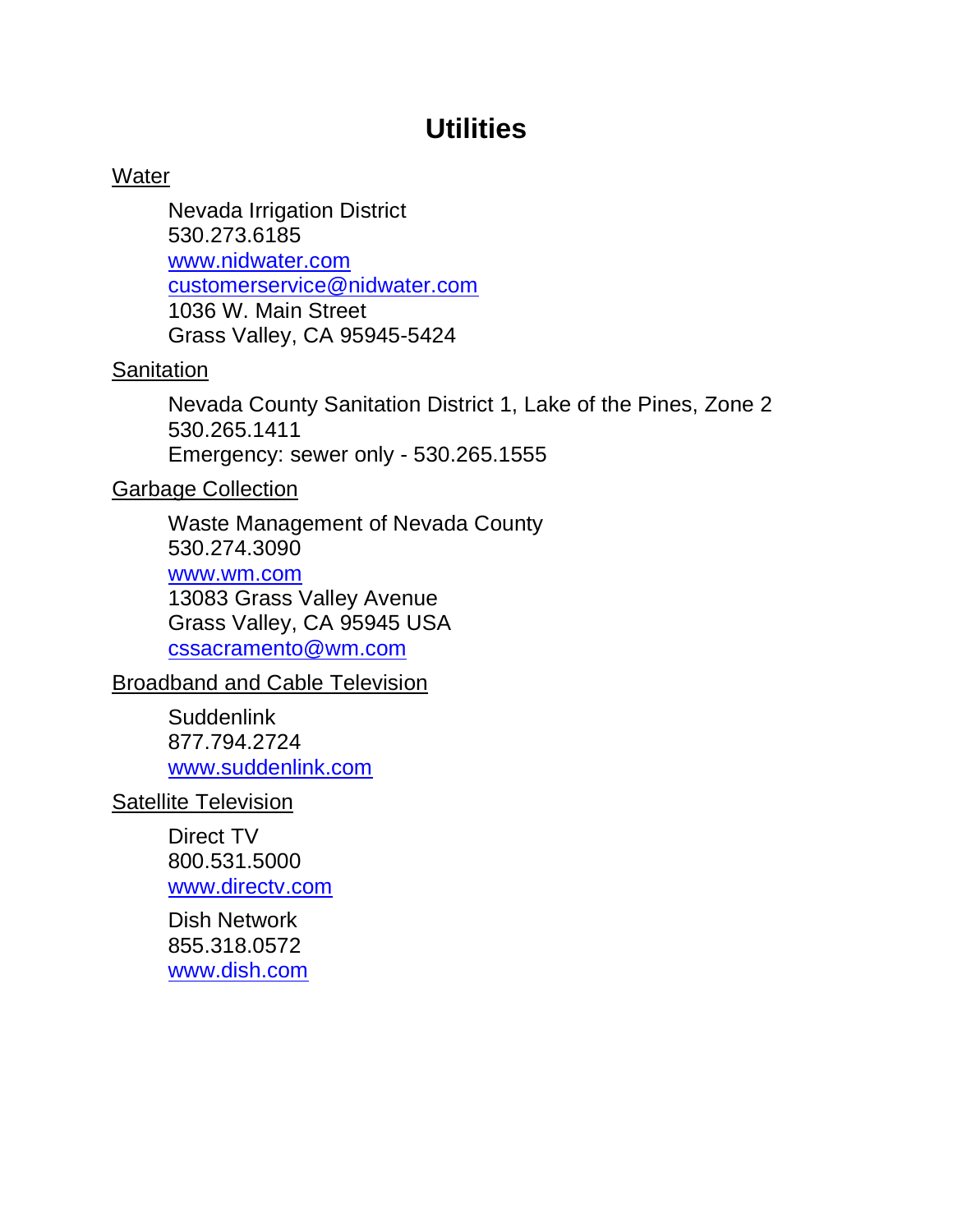# Utilities

## Water

Nevada Irrigation District
530.273.6185
www.nidwater.com
customerservice@nidwater.com
1036 W. Main Street
Grass Valley, CA 95945-5424

## Sanitation

Nevada County Sanitation District 1, Lake of the Pines, Zone 2
530.265.1411
Emergency: sewer only - 530.265.1555

## Garbage Collection

Waste Management of Nevada County
530.274.3090
www.wm.com
13083 Grass Valley Avenue
Grass Valley, CA 95945 USA
cssacramento@wm.com

## Broadband and Cable Television

Suddenlink
877.794.2724
www.suddenlink.com

## Satellite Television

Direct TV
800.531.5000
www.directv.com

Dish Network
855.318.0572
www.dish.com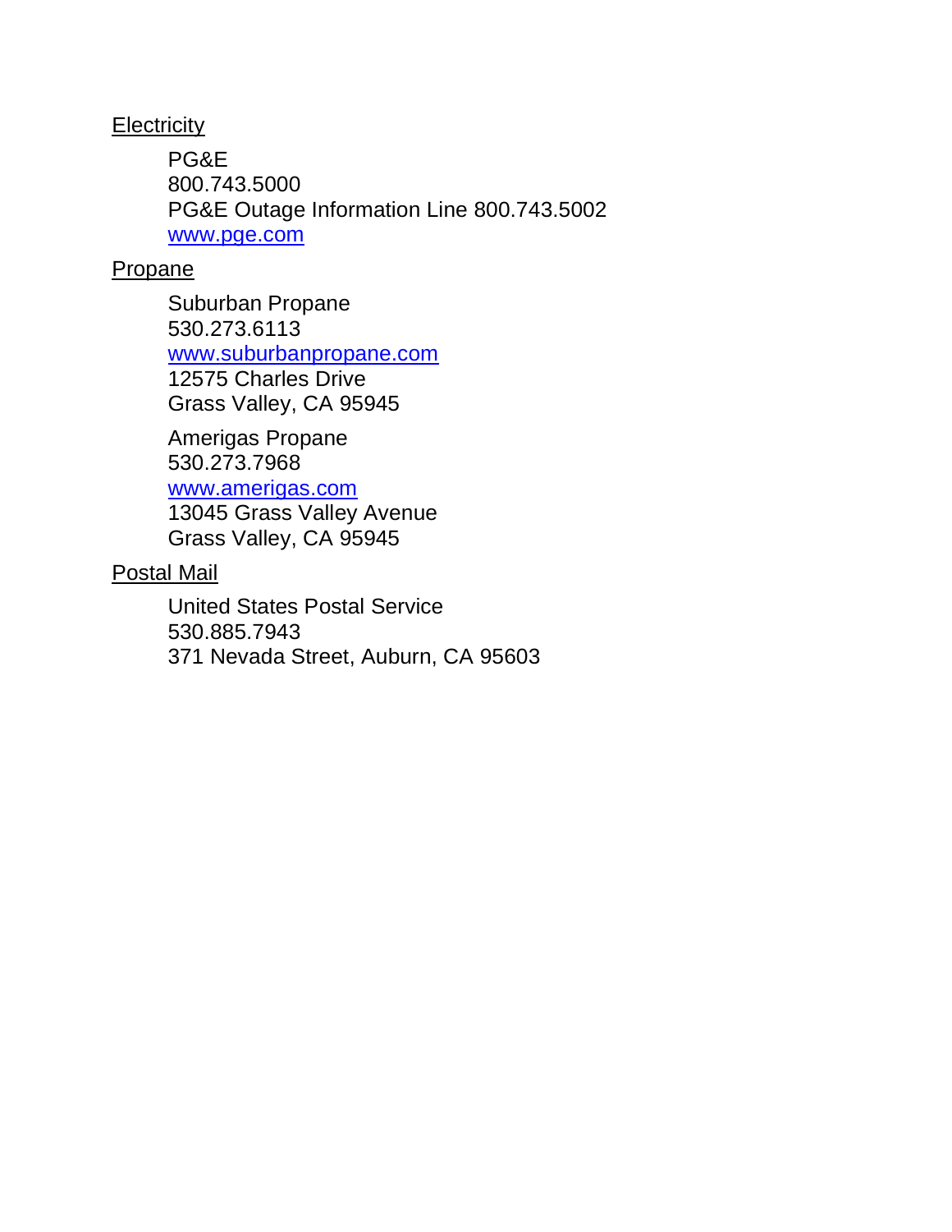Electricity

PG&E
800.743.5000
PG&E Outage Information Line 800.743.5002
www.pge.com

Propane

Suburban Propane
530.273.6113
www.suburbanpropane.com
12575 Charles Drive
Grass Valley, CA 95945

Amerigas Propane
530.273.7968
www.amerigas.com
13045 Grass Valley Avenue
Grass Valley, CA 95945

Postal Mail

United States Postal Service
530.885.7943
371 Nevada Street, Auburn, CA 95603